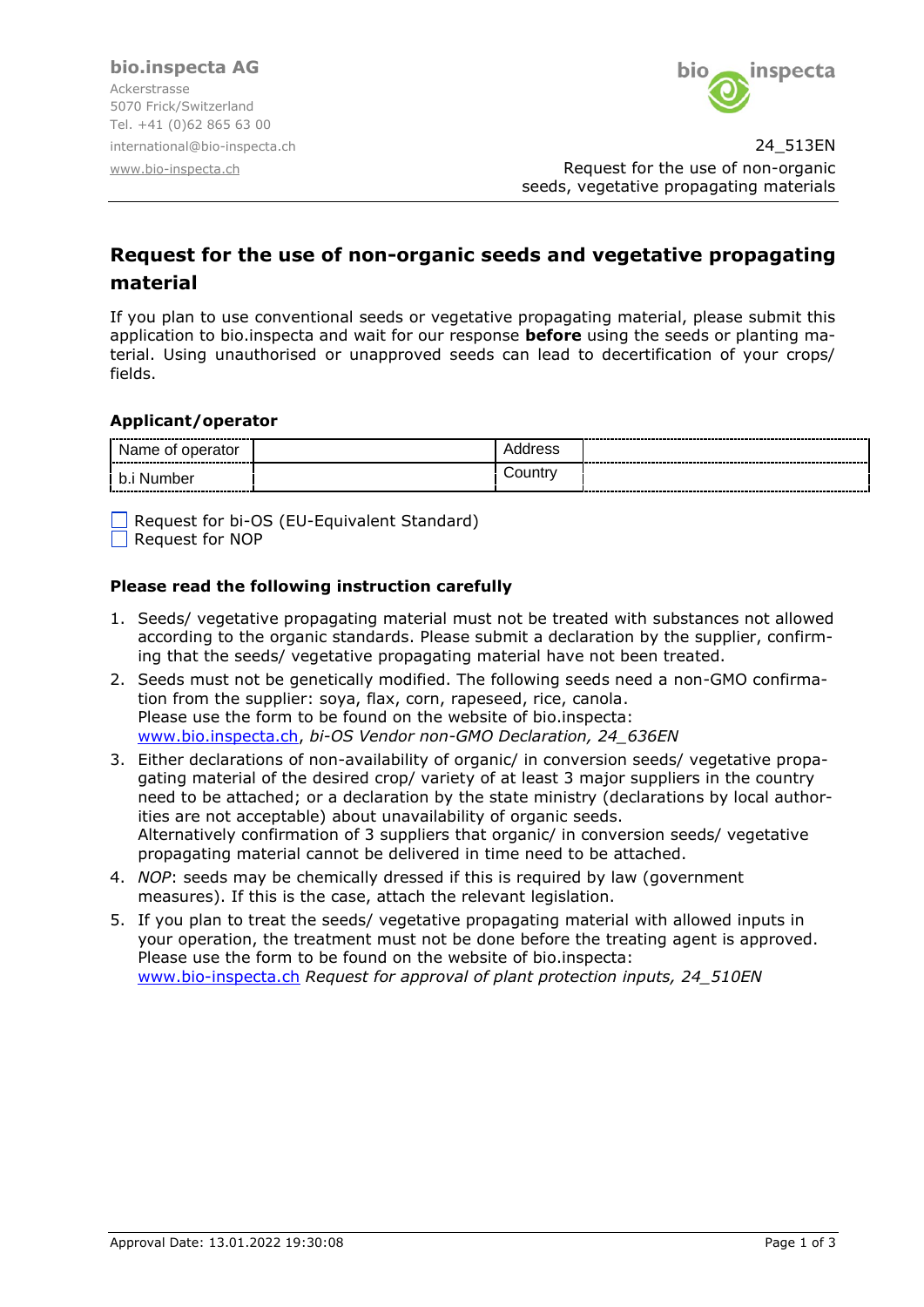bio.inspecta AG
Ackerstrasse
5070 Frick/Switzerland
Tel. +41 (0)62 865 63 00
international@bio-inspecta.ch
www.bio-inspecta.ch

24_513EN
Request for the use of non-organic seeds, vegetative propagating materials

# Request for the use of non-organic seeds and vegetative propagating material

If you plan to use conventional seeds or vegetative propagating material, please submit this application to bio.inspecta and wait for our response **before** using the seeds or planting material. Using unauthorised or unapproved seeds can lead to decertification of your crops/ fields.

### Applicant/operator

| Name of operator | | Address | |
|---|---|---|---|
| b.i Number | | Country | |

☐ Request for bi-OS (EU-Equivalent Standard)
☐ Request for NOP

### Please read the following instruction carefully

1. Seeds/ vegetative propagating material must not be treated with substances not allowed according to the organic standards. Please submit a declaration by the supplier, confirming that the seeds/ vegetative propagating material have not been treated.
2. Seeds must not be genetically modified. The following seeds need a non-GMO confirmation from the supplier: soya, flax, corn, rapeseed, rice, canola.
   Please use the form to be found on the website of bio.inspecta:
   www.bio.inspecta.ch, *bi-OS Vendor non-GMO Declaration, 24_636EN*
3. Either declarations of non-availability of organic/ in conversion seeds/ vegetative propagating material of the desired crop/ variety of at least 3 major suppliers in the country need to be attached; or a declaration by the state ministry (declarations by local authorities are not acceptable) about unavailability of organic seeds.
   Alternatively confirmation of 3 suppliers that organic/ in conversion seeds/ vegetative propagating material cannot be delivered in time need to be attached.
4. *NOP*: seeds may be chemically dressed if this is required by law (government measures). If this is the case, attach the relevant legislation.
5. If you plan to treat the seeds/ vegetative propagating material with allowed inputs in your operation, the treatment must not be done before the treating agent is approved.
   Please use the form to be found on the website of bio.inspecta:
   www.bio-inspecta.ch *Request for approval of plant protection inputs, 24_510EN*

Approval Date: 13.01.2022 19:30:08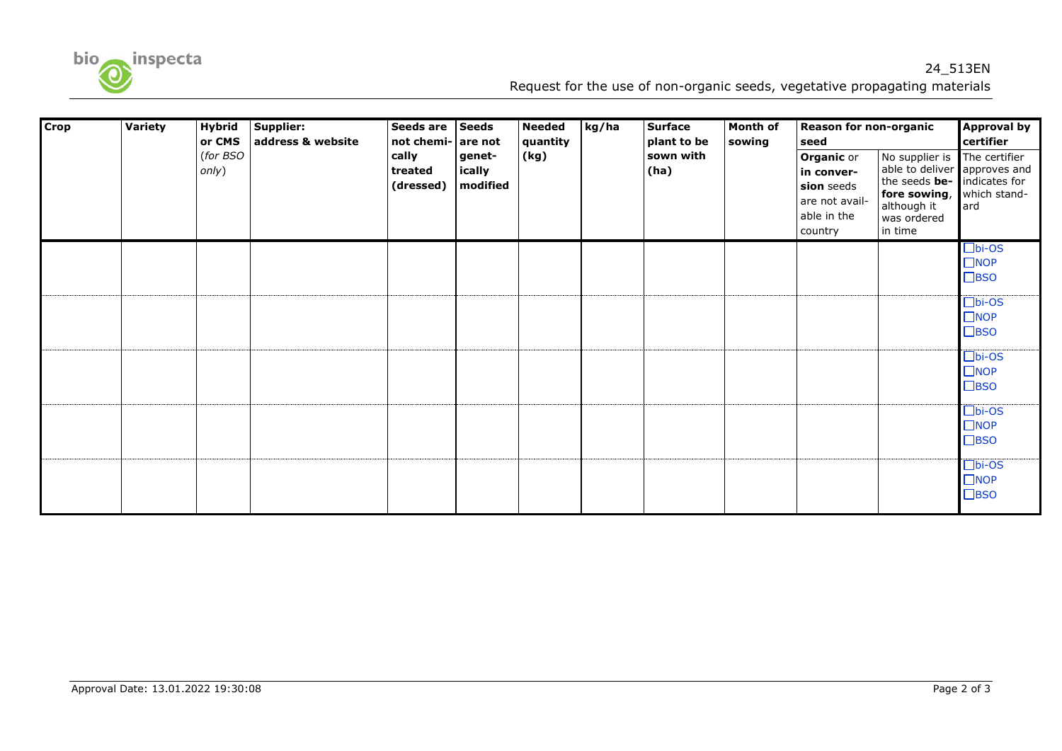| Crop | Variety | Hybrid or CMS (*for BSO only*) | Supplier: address & website | Seeds are not chemically treated (dressed) | Seeds are not genetically modified | Needed quantity (kg) | kg/ha | Surface plant to be sown with (ha) | Month of sowing | Reason for non-organic seed | | Approval by certifier |
|---|---|---|---|---|---|---|---|---|---|---|---|---|
| | | | | | | | | | | **Organic** or **in conversion** seeds are not available in the country | No supplier is able to deliver the seeds **before sowing**, although it was ordered in time | The certifier approves and indicates for which standard |
| | | | | | | | | | | | | ☐bi-OS ☐NOP ☐BSO |
| | | | | | | | | | | | | ☐bi-OS ☐NOP ☐BSO |
| | | | | | | | | | | | | ☐bi-OS ☐NOP ☐BSO |
| | | | | | | | | | | | | ☐bi-OS ☐NOP ☐BSO |
| | | | | | | | | | | | | ☐bi-OS ☐NOP ☐BSO |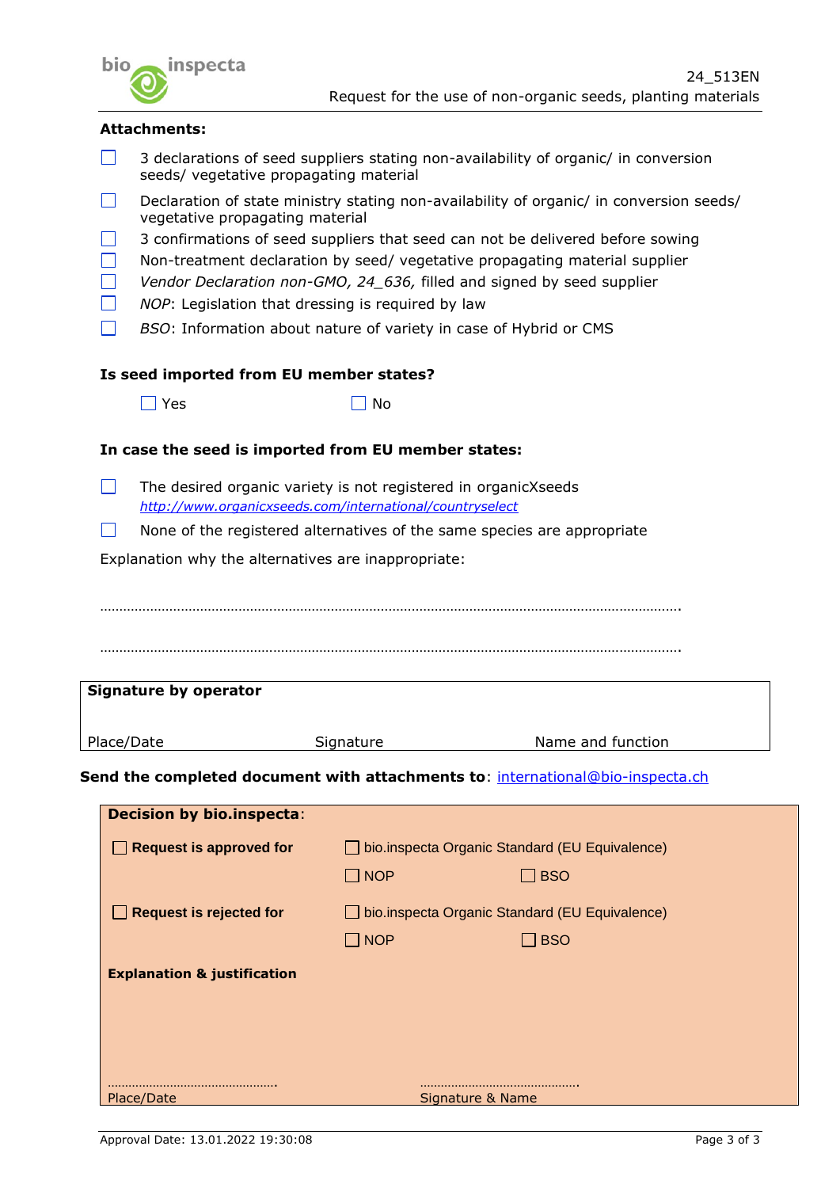**Attachments:**

- ☐ 3 declarations of seed suppliers stating non-availability of organic/ in conversion seeds/ vegetative propagating material
- ☐ Declaration of state ministry stating non-availability of organic/ in conversion seeds/ vegetative propagating material
- ☐ 3 confirmations of seed suppliers that seed can not be delivered before sowing
- ☐ Non-treatment declaration by seed/ vegetative propagating material supplier
- ☐ *Vendor Declaration non-GMO, 24_636,* filled and signed by seed supplier
- ☐ *NOP*: Legislation that dressing is required by law
- ☐ *BSO*: Information about nature of variety in case of Hybrid or CMS

**Is seed imported from EU member states?**

☐ Yes ☐ No

**In case the seed is imported from EU member states:**

- ☐ The desired organic variety is not registered in organicXseeds *http://www.organicxseeds.com/international/countryselect*
- ☐ None of the registered alternatives of the same species are appropriate

Explanation why the alternatives are inappropriate:

……………………………………………………………………………………………………………………………………….

……………………………………………………………………………………………………………………………………….

| **Signature by operator** | | |
|---|---|---|
| Place/Date | Signature | Name and function |

**Send the completed document with attachments to**: international@bio-inspecta.ch

| **Decision by bio.inspecta**: | | |
|---|---|---|
| ☐ **Request is approved for** | ☐ bio.inspecta Organic Standard (EU Equivalence) | |
| | ☐ NOP | ☐ BSO |
| ☐ **Request is rejected for** | ☐ bio.inspecta Organic Standard (EU Equivalence) | |
| | ☐ NOP | ☐ BSO |
| **Explanation & justification** | | |
| ………………………………………. Place/Date | ………………………………………. Signature & Name | |

Approval Date: 13.01.2022 19:30:08